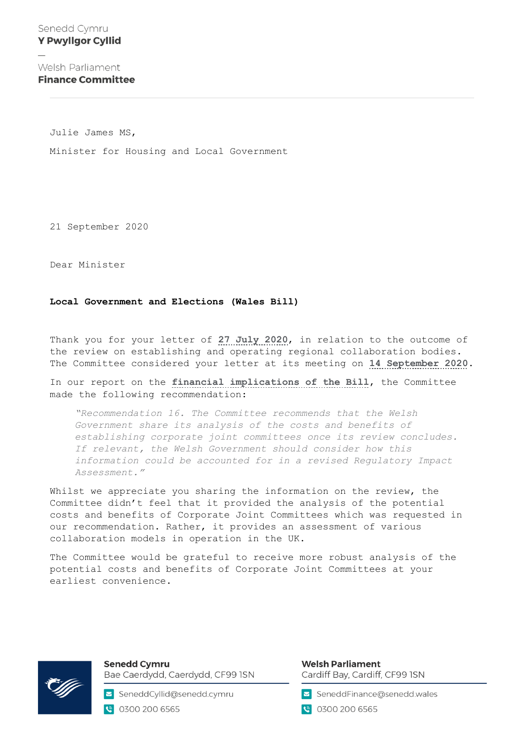Senedd Cymru
**Y Pwyllgor Cyllid**

—

Welsh Parliament
**Finance Committee**

Julie James MS,

Minister for Housing and Local Government

21 September 2020

Dear Minister

**Local Government and Elections (Wales Bill)**

Thank you for your letter of 27 July 2020, in relation to the outcome of the review on establishing and operating regional collaboration bodies. The Committee considered your letter at its meeting on 14 September 2020.

In our report on the **financial implications of the Bill**, the Committee made the following recommendation:

> *"Recommendation 16. The Committee recommends that the Welsh Government share its analysis of the costs and benefits of establishing corporate joint committees once its review concludes. If relevant, the Welsh Government should consider how this information could be accounted for in a revised Regulatory Impact Assessment."*

Whilst we appreciate you sharing the information on the review, the Committee didn't feel that it provided the analysis of the potential costs and benefits of Corporate Joint Committees which was requested in our recommendation. Rather, it provides an assessment of various collaboration models in operation in the UK.

The Committee would be grateful to receive more robust analysis of the potential costs and benefits of Corporate Joint Committees at your earliest convenience.

**Senedd Cymru**
Bae Caerdydd, Caerdydd, CF99 1SN
SeneddCyllid@senedd.cymru
0300 200 6565

**Welsh Parliament**
Cardiff Bay, Cardiff, CF99 1SN
SeneddFinance@senedd.wales
0300 200 6565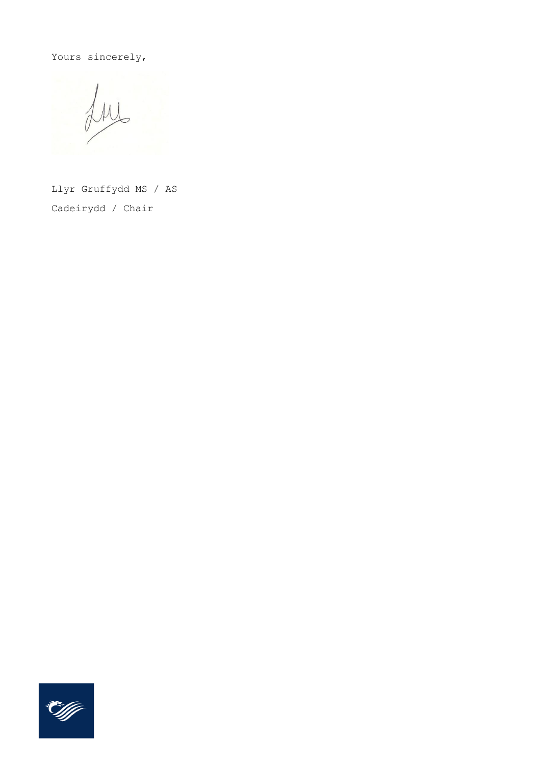Yours sincerely,

Llyr Gruffydd MS / AS

Cadeirydd / Chair